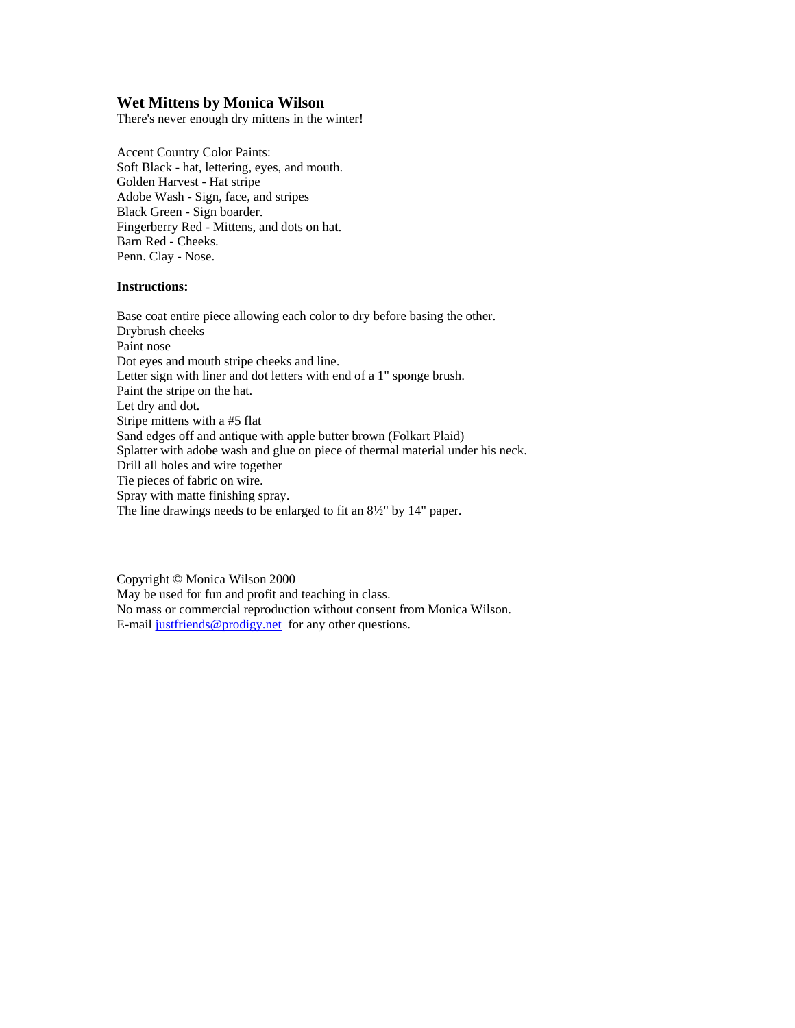## Wet Mittens by Monica Wilson

There's never enough dry mittens in the winter!

Accent Country Color Paints:
Soft Black - hat, lettering, eyes, and mouth.
Golden Harvest - Hat stripe
Adobe Wash - Sign, face, and stripes
Black Green - Sign boarder.
Fingerberry Red - Mittens, and dots on hat.
Barn Red - Cheeks.
Penn. Clay - Nose.

**Instructions:**

Base coat entire piece allowing each color to dry before basing the other.
Drybrush cheeks
Paint nose
Dot eyes and mouth stripe cheeks and line.
Letter sign with liner and dot letters with end of a 1" sponge brush.
Paint the stripe on the hat.
Let dry and dot.
Stripe mittens with a #5 flat
Sand edges off and antique with apple butter brown (Folkart Plaid)
Splatter with adobe wash and glue on piece of thermal material under his neck.
Drill all holes and wire together
Tie pieces of fabric on wire.
Spray with matte finishing spray.
The line drawings needs to be enlarged to fit an 8½" by 14" paper.

Copyright © Monica Wilson 2000
May be used for fun and profit and teaching in class.
No mass or commercial reproduction without consent from Monica Wilson.
E-mail justfriends@prodigy.net for any other questions.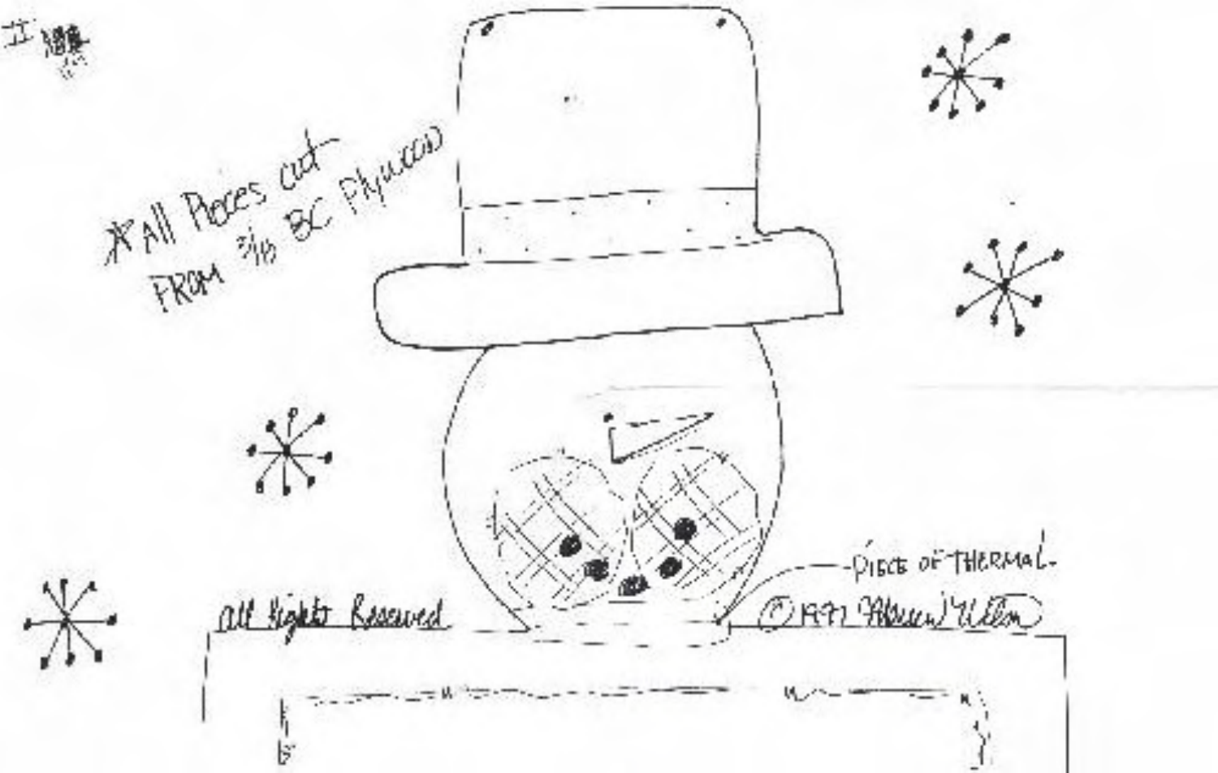II

*All Pieces cut FROM 3/16 BC Plywood

PIECE OF THERMAL

All Rights Reserved

© 1991 [signature]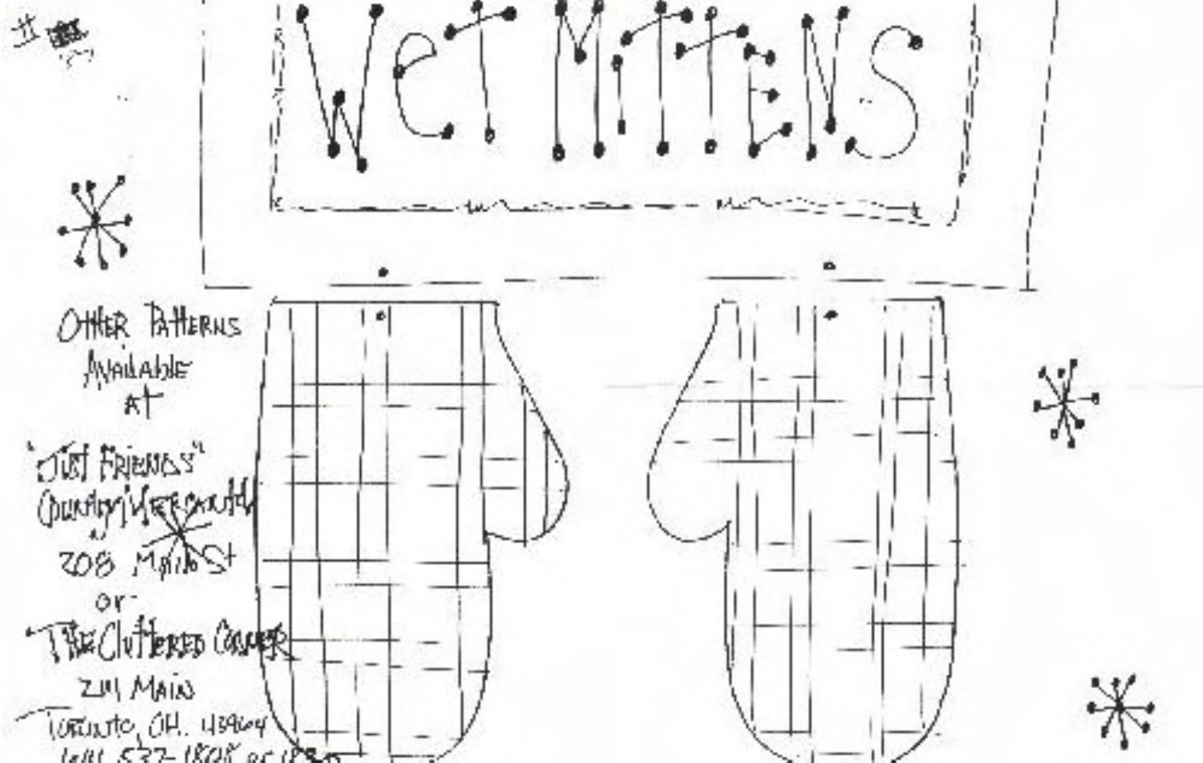# Wet Mittens

Other Patterns
Available
at

"Just Friends"
Country Keepsakes
208 Main St
or
"The Cluttered Corner"
211 Main
Toronto, OH. 43964
(614) 537-1806 or 1830